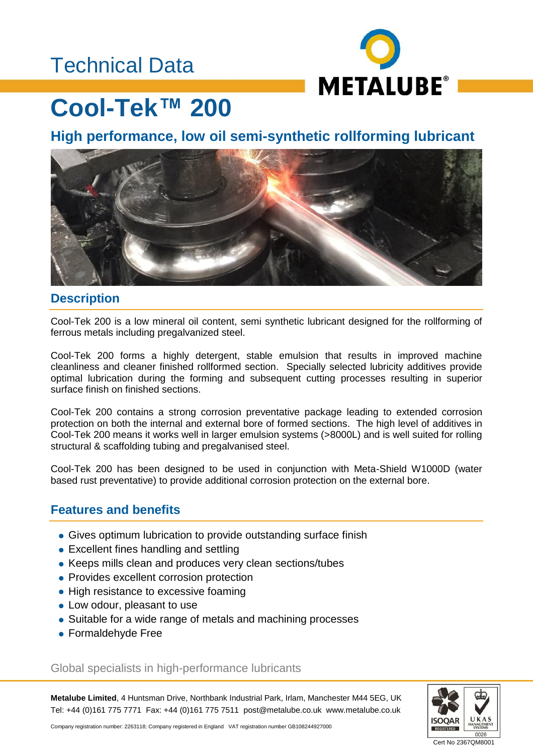Technical Data

# Cool-Tek™ 200

## High performance, low oil semi-synthetic rollforming lubricant

## Description

Cool-Tek 200 is a low mineral oil content, semi synthetic lubricant designed for the rollforming of ferrous metals including pregalvanized steel.

Cool-Tek 200 forms a highly detergent, stable emulsion that results in improved machine cleanliness and cleaner finished rollformed section. Specially selected lubricity additives provide optimal lubrication during the forming and subsequent cutting processes resulting in superior surface finish on finished sections.

Cool-Tek 200 contains a strong corrosion preventative package leading to extended corrosion protection on both the internal and external bore of formed sections. The high level of additives in Cool-Tek 200 means it works well in larger emulsion systems (>8000L) and is well suited for rolling structural & scaffolding tubing and pregalvanised steel.

Cool-Tek 200 has been designed to be used in conjunction with Meta-Shield W1000D (water based rust preventative) to provide additional corrosion protection on the external bore.

## Features and benefits

- Gives optimum lubrication to provide outstanding surface finish
- Excellent fines handling and settling
- Keeps mills clean and produces very clean sections/tubes
- Provides excellent corrosion protection
- High resistance to excessive foaming
- Low odour, pleasant to use
- Suitable for a wide range of metals and machining processes
- Formaldehyde Free

Global specialists in high-performance lubricants

**Metalube Limited**, 4 Huntsman Drive, Northbank Industrial Park, Irlam, Manchester M44 5EG, UK
Tel: +44 (0)161 775 7771 Fax: +44 (0)161 775 7511 post@metalube.co.uk www.metalube.co.uk

Company registration number: 2263118; Company registered in England VAT registration number GB108244927000

Cert No 2367QM8001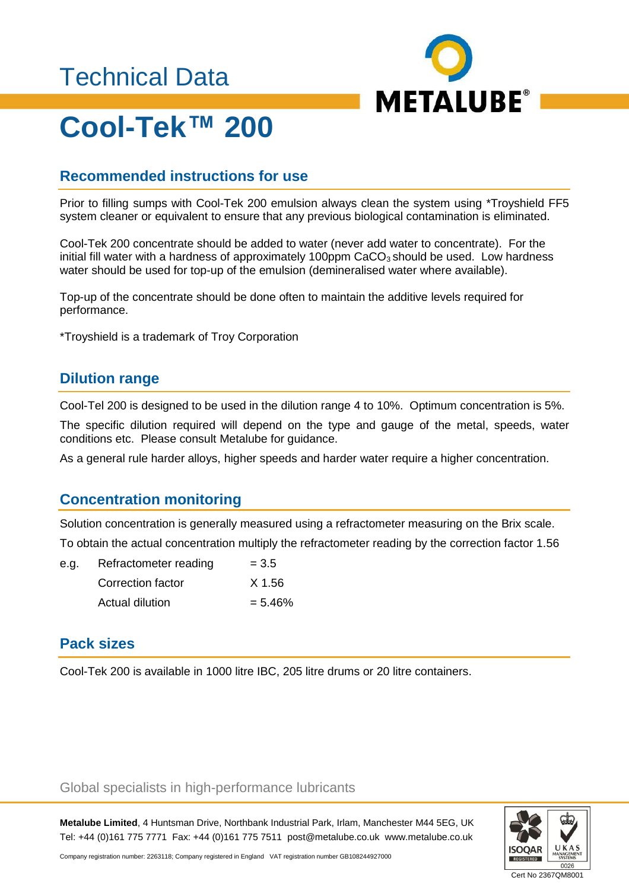# Technical Data

# Cool-Tek™ 200

## Recommended instructions for use

Prior to filling sumps with Cool-Tek 200 emulsion always clean the system using *Troyshield FF5 system cleaner or equivalent to ensure that any previous biological contamination is eliminated.

Cool-Tek 200 concentrate should be added to water (never add water to concentrate). For the initial fill water with a hardness of approximately 100ppm $CaCO_3$ should be used. Low hardness water should be used for top-up of the emulsion (demineralised water where available).

Top-up of the concentrate should be done often to maintain the additive levels required for performance.

*Troyshield is a trademark of Troy Corporation

## Dilution range

Cool-Tel 200 is designed to be used in the dilution range 4 to 10%. Optimum concentration is 5%.

The specific dilution required will depend on the type and gauge of the metal, speeds, water conditions etc. Please consult Metalube for guidance.

As a general rule harder alloys, higher speeds and harder water require a higher concentration.

## Concentration monitoring

Solution concentration is generally measured using a refractometer measuring on the Brix scale.

To obtain the actual concentration multiply the refractometer reading by the correction factor 1.56

| e.g. | Refractometer reading | = 3.5 |
|---|---|---|
| | Correction factor | X 1.56 |
| | Actual dilution | = 5.46% |

## Pack sizes

Cool-Tek 200 is available in 1000 litre IBC, 205 litre drums or 20 litre containers.

Global specialists in high-performance lubricants

**Metalube Limited**, 4 Huntsman Drive, Northbank Industrial Park, Irlam, Manchester M44 5EG, UK
Tel: +44 (0)161 775 7771 Fax: +44 (0)161 775 7511 post@metalube.co.uk www.metalube.co.uk

Company registration number: 2263118; Company registered in England VAT registration number GB108244927000

Cert No 2367QM8001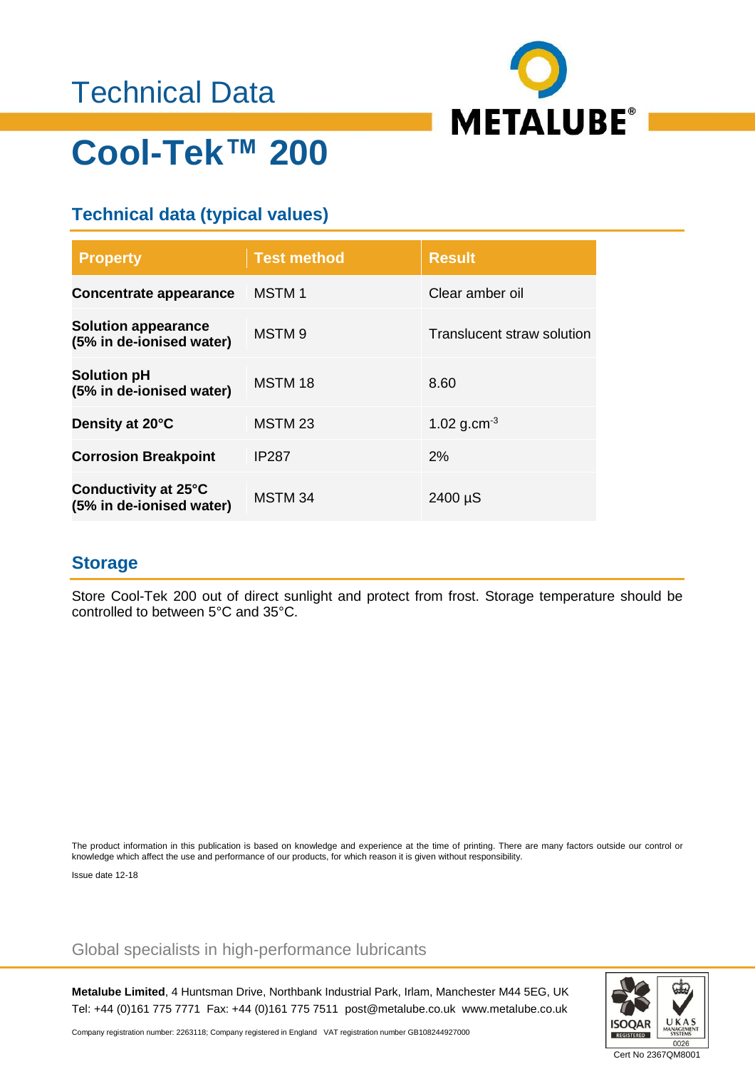Technical Data

# Cool-Tek™ 200

## Technical data (typical values)

| Property | Test method | Result |
|---|---|---|
| **Concentrate appearance** | MSTM 1 | Clear amber oil |
| **Solution appearance (5% in de-ionised water)** | MSTM 9 | Translucent straw solution |
| **Solution pH (5% in de-ionised water)** | MSTM 18 | 8.60 |
| **Density at 20°C** | MSTM 23 | 1.02 $g.cm^{-3}$ |
| **Corrosion Breakpoint** | IP287 | 2% |
| **Conductivity at 25°C (5% in de-ionised water)** | MSTM 34 | 2400 µS |

## Storage

Store Cool-Tek 200 out of direct sunlight and protect from frost. Storage temperature should be controlled to between 5°C and 35°C.

The product information in this publication is based on knowledge and experience at the time of printing. There are many factors outside our control or knowledge which affect the use and performance of our products, for which reason it is given without responsibility.

Issue date 12-18

Global specialists in high-performance lubricants

**Metalube Limited**, 4 Huntsman Drive, Northbank Industrial Park, Irlam, Manchester M44 5EG, UK
Tel: +44 (0)161 775 7771 Fax: +44 (0)161 775 7511 post@metalube.co.uk www.metalube.co.uk

Company registration number: 2263118; Company registered in England VAT registration number GB108244927000

Cert No 2367QM8001